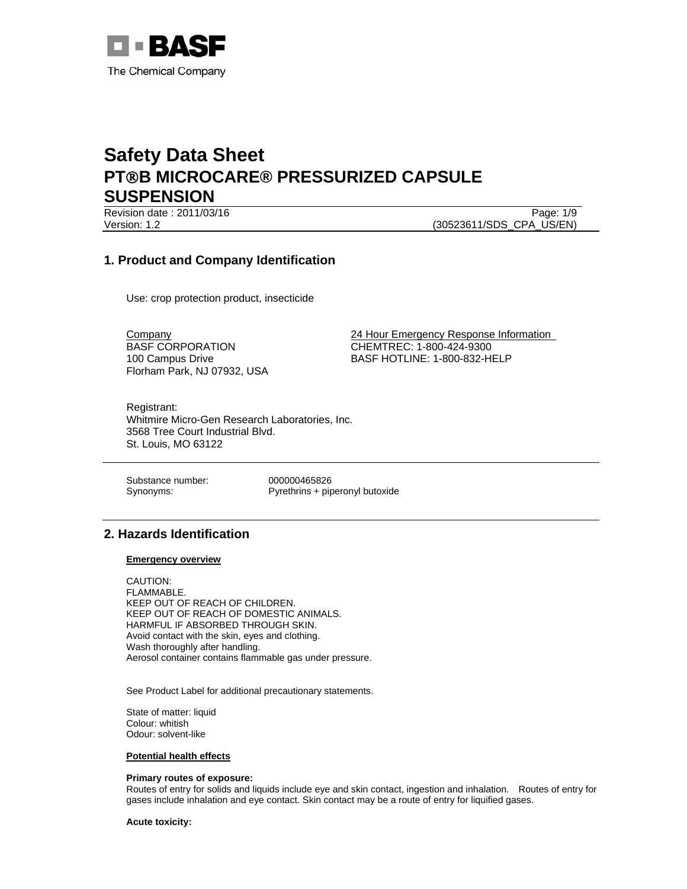BASF

The Chemical Company

# Safety Data Sheet

# PT®B MICROCARE® PRESSURIZED CAPSULE SUSPENSION

Revision date : 2011/03/16
Version: 1.2
(30523611/SDS_CPA_US/EN)

## 1. Product and Company Identification

Use: crop protection product, insecticide

Company
BASF CORPORATION
100 Campus Drive
Florham Park, NJ 07932, USA

24 Hour Emergency Response Information
CHEMTREC: 1-800-424-9300
BASF HOTLINE: 1-800-832-HELP

Registrant:
Whitmire Micro-Gen Research Laboratories, Inc.
3568 Tree Court Industrial Blvd.
St. Louis, MO 63122

Substance number: 000000465826
Synonyms: Pyrethrins + piperonyl butoxide

## 2. Hazards Identification

**Emergency overview**

CAUTION:
FLAMMABLE.
KEEP OUT OF REACH OF CHILDREN.
KEEP OUT OF REACH OF DOMESTIC ANIMALS.
HARMFUL IF ABSORBED THROUGH SKIN.
Avoid contact with the skin, eyes and clothing.
Wash thoroughly after handling.
Aerosol container contains flammable gas under pressure.

See Product Label for additional precautionary statements.

State of matter: liquid
Colour: whitish
Odour: solvent-like

**Potential health effects**

**Primary routes of exposure:**
Routes of entry for solids and liquids include eye and skin contact, ingestion and inhalation. Routes of entry for gases include inhalation and eye contact. Skin contact may be a route of entry for liquified gases.

**Acute toxicity:**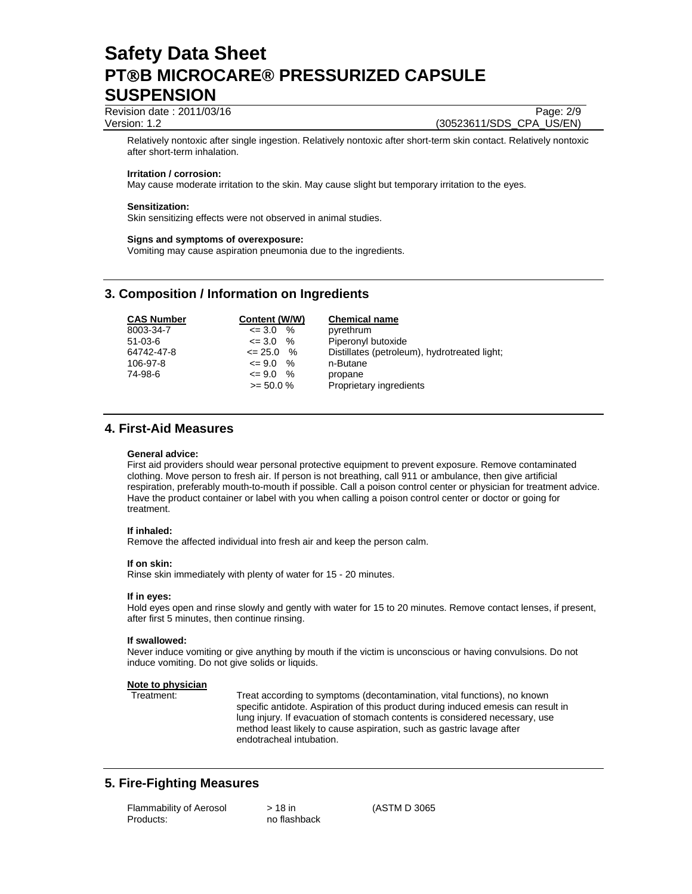Relatively nontoxic after single ingestion. Relatively nontoxic after short-term skin contact. Relatively nontoxic after short-term inhalation.

**Irritation / corrosion:**
May cause moderate irritation to the skin. May cause slight but temporary irritation to the eyes.

**Sensitization:**
Skin sensitizing effects were not observed in animal studies.

**Signs and symptoms of overexposure:**
Vomiting may cause aspiration pneumonia due to the ingredients.

## 3. Composition / Information on Ingredients

| CAS Number | Content (W/W) | Chemical name |
|---|---|---|
| 8003-34-7 | <= 3.0 % | pyrethrum |
| 51-03-6 | <= 3.0 % | Piperonyl butoxide |
| 64742-47-8 | <= 25.0 % | Distillates (petroleum), hydrotreated light; |
| 106-97-8 | <= 9.0 % | n-Butane |
| 74-98-6 | <= 9.0 % | propane |
| | >= 50.0 % | Proprietary ingredients |

## 4. First-Aid Measures

**General advice:**
First aid providers should wear personal protective equipment to prevent exposure. Remove contaminated clothing. Move person to fresh air. If person is not breathing, call 911 or ambulance, then give artificial respiration, preferably mouth-to-mouth if possible. Call a poison control center or physician for treatment advice. Have the product container or label with you when calling a poison control center or doctor or going for treatment.

**If inhaled:**
Remove the affected individual into fresh air and keep the person calm.

**If on skin:**
Rinse skin immediately with plenty of water for 15 - 20 minutes.

**If in eyes:**
Hold eyes open and rinse slowly and gently with water for 15 to 20 minutes. Remove contact lenses, if present, after first 5 minutes, then continue rinsing.

**If swallowed:**
Never induce vomiting or give anything by mouth if the victim is unconscious or having convulsions. Do not induce vomiting. Do not give solids or liquids.

**Note to physician**

Treatment: Treat according to symptoms (decontamination, vital functions), no known specific antidote. Aspiration of this product during induced emesis can result in lung injury. If evacuation of stomach contents is considered necessary, use method least likely to cause aspiration, such as gastric lavage after endotracheal intubation.

## 5. Fire-Fighting Measures

| Flammability of Aerosol Products: | > 18 in no flashback | (ASTM D 3065 |
|---|---|---|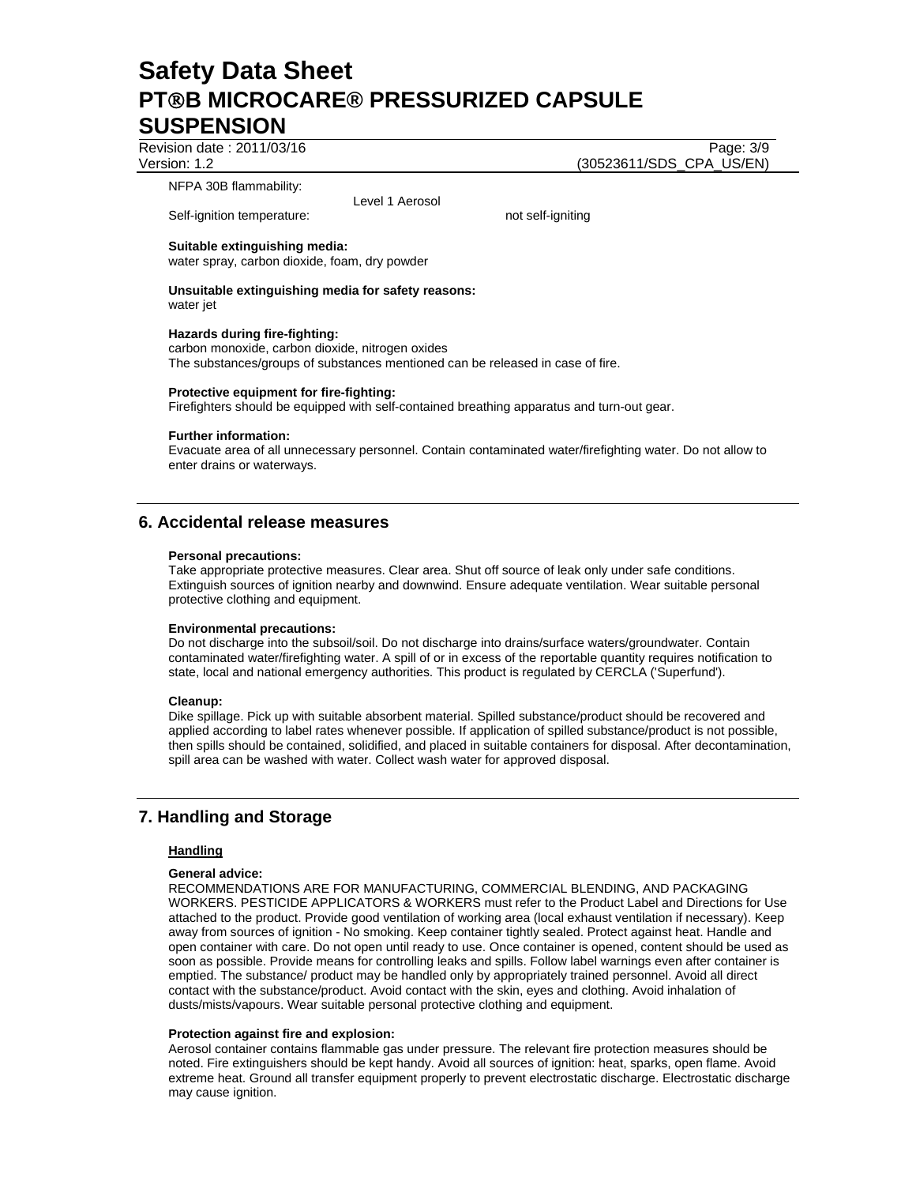NFPA 30B flammability: Level 1 Aerosol

Self-ignition temperature: not self-igniting

**Suitable extinguishing media:**
water spray, carbon dioxide, foam, dry powder

**Unsuitable extinguishing media for safety reasons:**
water jet

**Hazards during fire-fighting:**
carbon monoxide, carbon dioxide, nitrogen oxides
The substances/groups of substances mentioned can be released in case of fire.

**Protective equipment for fire-fighting:**
Firefighters should be equipped with self-contained breathing apparatus and turn-out gear.

**Further information:**
Evacuate area of all unnecessary personnel. Contain contaminated water/firefighting water. Do not allow to enter drains or waterways.

## 6. Accidental release measures

**Personal precautions:**
Take appropriate protective measures. Clear area. Shut off source of leak only under safe conditions. Extinguish sources of ignition nearby and downwind. Ensure adequate ventilation. Wear suitable personal protective clothing and equipment.

**Environmental precautions:**
Do not discharge into the subsoil/soil. Do not discharge into drains/surface waters/groundwater. Contain contaminated water/firefighting water. A spill of or in excess of the reportable quantity requires notification to state, local and national emergency authorities. This product is regulated by CERCLA ('Superfund').

**Cleanup:**
Dike spillage. Pick up with suitable absorbent material. Spilled substance/product should be recovered and applied according to label rates whenever possible. If application of spilled substance/product is not possible, then spills should be contained, solidified, and placed in suitable containers for disposal. After decontamination, spill area can be washed with water. Collect wash water for approved disposal.

## 7. Handling and Storage

### Handling

**General advice:**
RECOMMENDATIONS ARE FOR MANUFACTURING, COMMERCIAL BLENDING, AND PACKAGING WORKERS. PESTICIDE APPLICATORS & WORKERS must refer to the Product Label and Directions for Use attached to the product. Provide good ventilation of working area (local exhaust ventilation if necessary). Keep away from sources of ignition - No smoking. Keep container tightly sealed. Protect against heat. Handle and open container with care. Do not open until ready to use. Once container is opened, content should be used as soon as possible. Provide means for controlling leaks and spills. Follow label warnings even after container is emptied. The substance/ product may be handled only by appropriately trained personnel. Avoid all direct contact with the substance/product. Avoid contact with the skin, eyes and clothing. Avoid inhalation of dusts/mists/vapours. Wear suitable personal protective clothing and equipment.

**Protection against fire and explosion:**
Aerosol container contains flammable gas under pressure. The relevant fire protection measures should be noted. Fire extinguishers should be kept handy. Avoid all sources of ignition: heat, sparks, open flame. Avoid extreme heat. Ground all transfer equipment properly to prevent electrostatic discharge. Electrostatic discharge may cause ignition.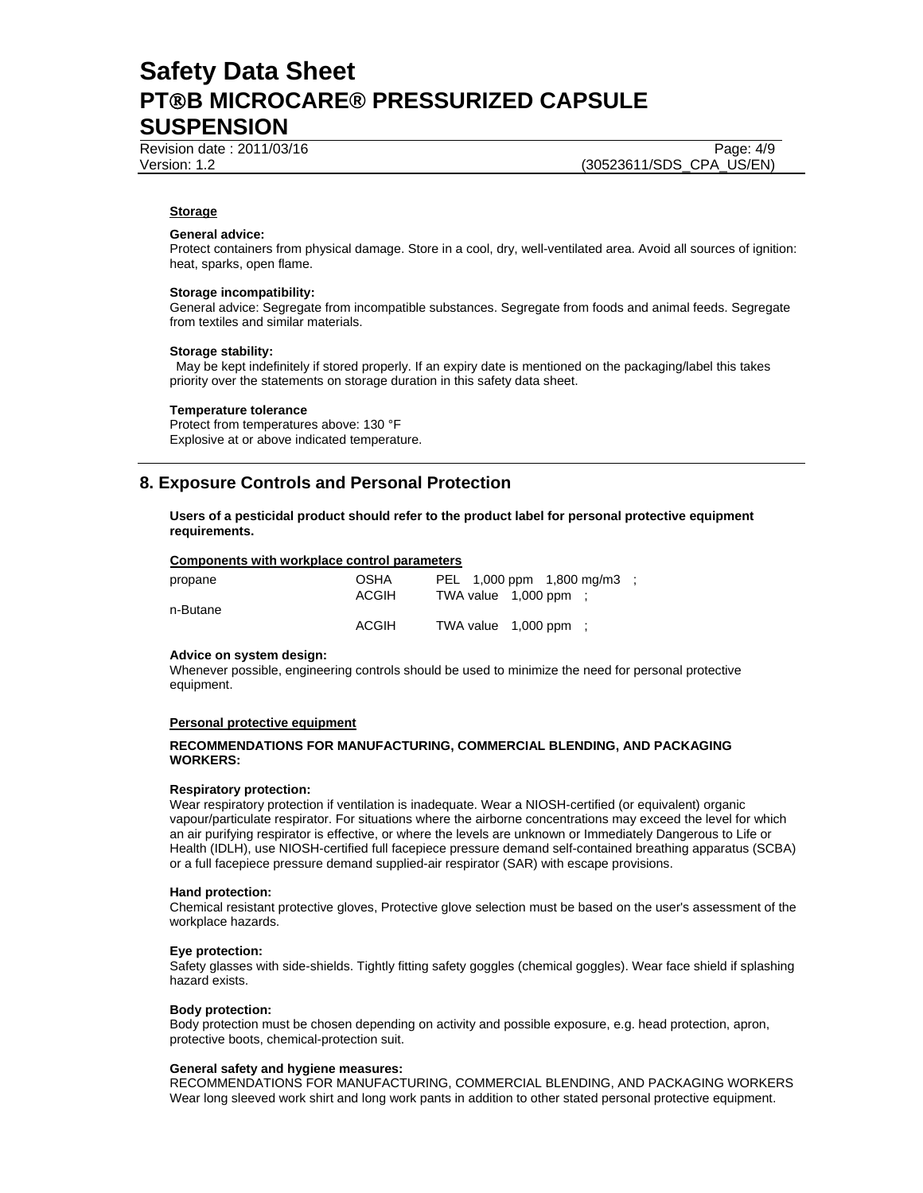**Storage**

**General advice:**
Protect containers from physical damage. Store in a cool, dry, well-ventilated area. Avoid all sources of ignition: heat, sparks, open flame.

**Storage incompatibility:**
General advice: Segregate from incompatible substances. Segregate from foods and animal feeds. Segregate from textiles and similar materials.

**Storage stability:**
May be kept indefinitely if stored properly. If an expiry date is mentioned on the packaging/label this takes priority over the statements on storage duration in this safety data sheet.

**Temperature tolerance**
Protect from temperatures above: 130 °F
Explosive at or above indicated temperature.

## 8. Exposure Controls and Personal Protection

**Users of a pesticidal product should refer to the product label for personal protective equipment requirements.**

**Components with workplace control parameters**

| | | |
|---|---|---|
| propane | OSHA | PEL 1,000 ppm 1,800 mg/m3 ; |
| | ACGIH | TWA value 1,000 ppm ; |
| n-Butane | | |
| | ACGIH | TWA value 1,000 ppm ; |

**Advice on system design:**
Whenever possible, engineering controls should be used to minimize the need for personal protective equipment.

**Personal protective equipment**

**RECOMMENDATIONS FOR MANUFACTURING, COMMERCIAL BLENDING, AND PACKAGING WORKERS:**

**Respiratory protection:**
Wear respiratory protection if ventilation is inadequate. Wear a NIOSH-certified (or equivalent) organic vapour/particulate respirator. For situations where the airborne concentrations may exceed the level for which an air purifying respirator is effective, or where the levels are unknown or Immediately Dangerous to Life or Health (IDLH), use NIOSH-certified full facepiece pressure demand self-contained breathing apparatus (SCBA) or a full facepiece pressure demand supplied-air respirator (SAR) with escape provisions.

**Hand protection:**
Chemical resistant protective gloves, Protective glove selection must be based on the user's assessment of the workplace hazards.

**Eye protection:**
Safety glasses with side-shields. Tightly fitting safety goggles (chemical goggles). Wear face shield if splashing hazard exists.

**Body protection:**
Body protection must be chosen depending on activity and possible exposure, e.g. head protection, apron, protective boots, chemical-protection suit.

**General safety and hygiene measures:**
RECOMMENDATIONS FOR MANUFACTURING, COMMERCIAL BLENDING, AND PACKAGING WORKERS
Wear long sleeved work shirt and long work pants in addition to other stated personal protective equipment.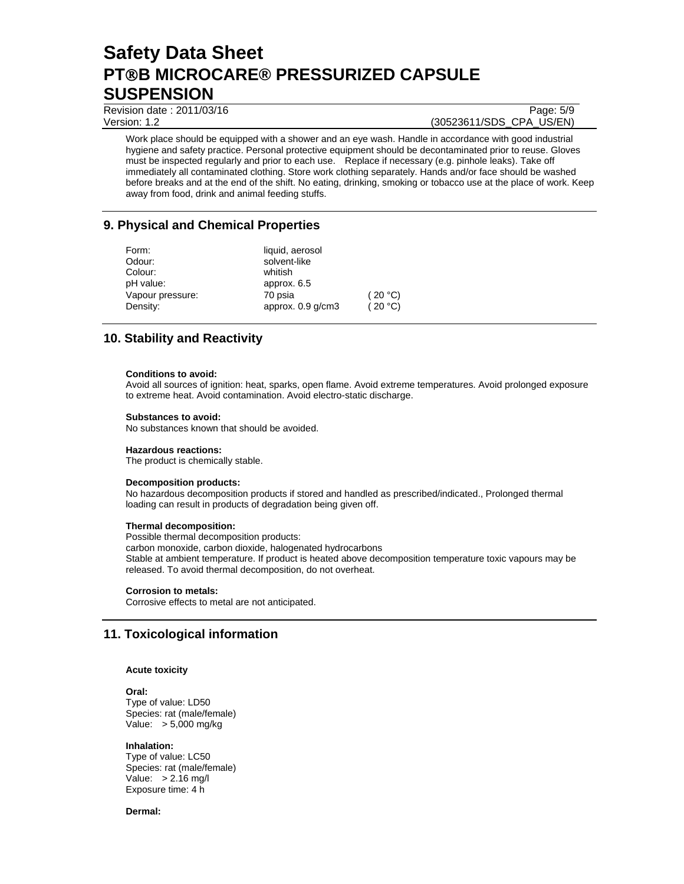Work place should be equipped with a shower and an eye wash. Handle in accordance with good industrial hygiene and safety practice. Personal protective equipment should be decontaminated prior to reuse. Gloves must be inspected regularly and prior to each use. Replace if necessary (e.g. pinhole leaks). Take off immediately all contaminated clothing. Store work clothing separately. Hands and/or face should be washed before breaks and at the end of the shift. No eating, drinking, smoking or tobacco use at the place of work. Keep away from food, drink and animal feeding stuffs.

## 9. Physical and Chemical Properties

| | | |
|---|---|---|
| Form: | liquid, aerosol | |
| Odour: | solvent-like | |
| Colour: | whitish | |
| pH value: | approx. 6.5 | |
| Vapour pressure: | 70 psia | ( 20 °C) |
| Density: | approx. 0.9 g/cm3 | ( 20 °C) |

## 10. Stability and Reactivity

**Conditions to avoid:**
Avoid all sources of ignition: heat, sparks, open flame. Avoid extreme temperatures. Avoid prolonged exposure to extreme heat. Avoid contamination. Avoid electro-static discharge.

**Substances to avoid:**
No substances known that should be avoided.

**Hazardous reactions:**
The product is chemically stable.

**Decomposition products:**
No hazardous decomposition products if stored and handled as prescribed/indicated., Prolonged thermal loading can result in products of degradation being given off.

**Thermal decomposition:**
Possible thermal decomposition products:
carbon monoxide, carbon dioxide, halogenated hydrocarbons
Stable at ambient temperature. If product is heated above decomposition temperature toxic vapours may be released. To avoid thermal decomposition, do not overheat.

**Corrosion to metals:**
Corrosive effects to metal are not anticipated.

## 11. Toxicological information

**Acute toxicity**

**Oral:**
Type of value: LD50
Species: rat (male/female)
Value: > 5,000 mg/kg

**Inhalation:**
Type of value: LC50
Species: rat (male/female)
Value: > 2.16 mg/l
Exposure time: 4 h

**Dermal:**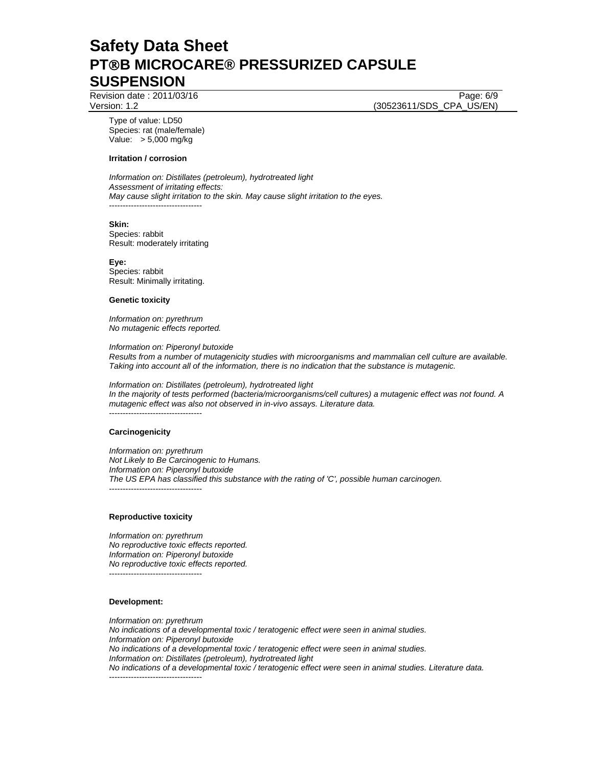Type of value: LD50
Species: rat (male/female)
Value: > 5,000 mg/kg

**Irritation / corrosion**

*Information on: Distillates (petroleum), hydrotreated light*
*Assessment of irritating effects:*
*May cause slight irritation to the skin. May cause slight irritation to the eyes.*
----------------------------------

**Skin:**
Species: rabbit
Result: moderately irritating

**Eye:**
Species: rabbit
Result: Minimally irritating.

**Genetic toxicity**

*Information on: pyrethrum*
*No mutagenic effects reported.*

*Information on: Piperonyl butoxide*
*Results from a number of mutagenicity studies with microorganisms and mammalian cell culture are available. Taking into account all of the information, there is no indication that the substance is mutagenic.*

*Information on: Distillates (petroleum), hydrotreated light*
*In the majority of tests performed (bacteria/microorganisms/cell cultures) a mutagenic effect was not found. A mutagenic effect was also not observed in in-vivo assays. Literature data.*
----------------------------------

**Carcinogenicity**

*Information on: pyrethrum*
*Not Likely to Be Carcinogenic to Humans.*
*Information on: Piperonyl butoxide*
*The US EPA has classified this substance with the rating of 'C', possible human carcinogen.*
----------------------------------

**Reproductive toxicity**

*Information on: pyrethrum*
*No reproductive toxic effects reported.*
*Information on: Piperonyl butoxide*
*No reproductive toxic effects reported.*
----------------------------------

**Development:**

*Information on: pyrethrum*
*No indications of a developmental toxic / teratogenic effect were seen in animal studies.*
*Information on: Piperonyl butoxide*
*No indications of a developmental toxic / teratogenic effect were seen in animal studies.*
*Information on: Distillates (petroleum), hydrotreated light*
*No indications of a developmental toxic / teratogenic effect were seen in animal studies. Literature data.*
----------------------------------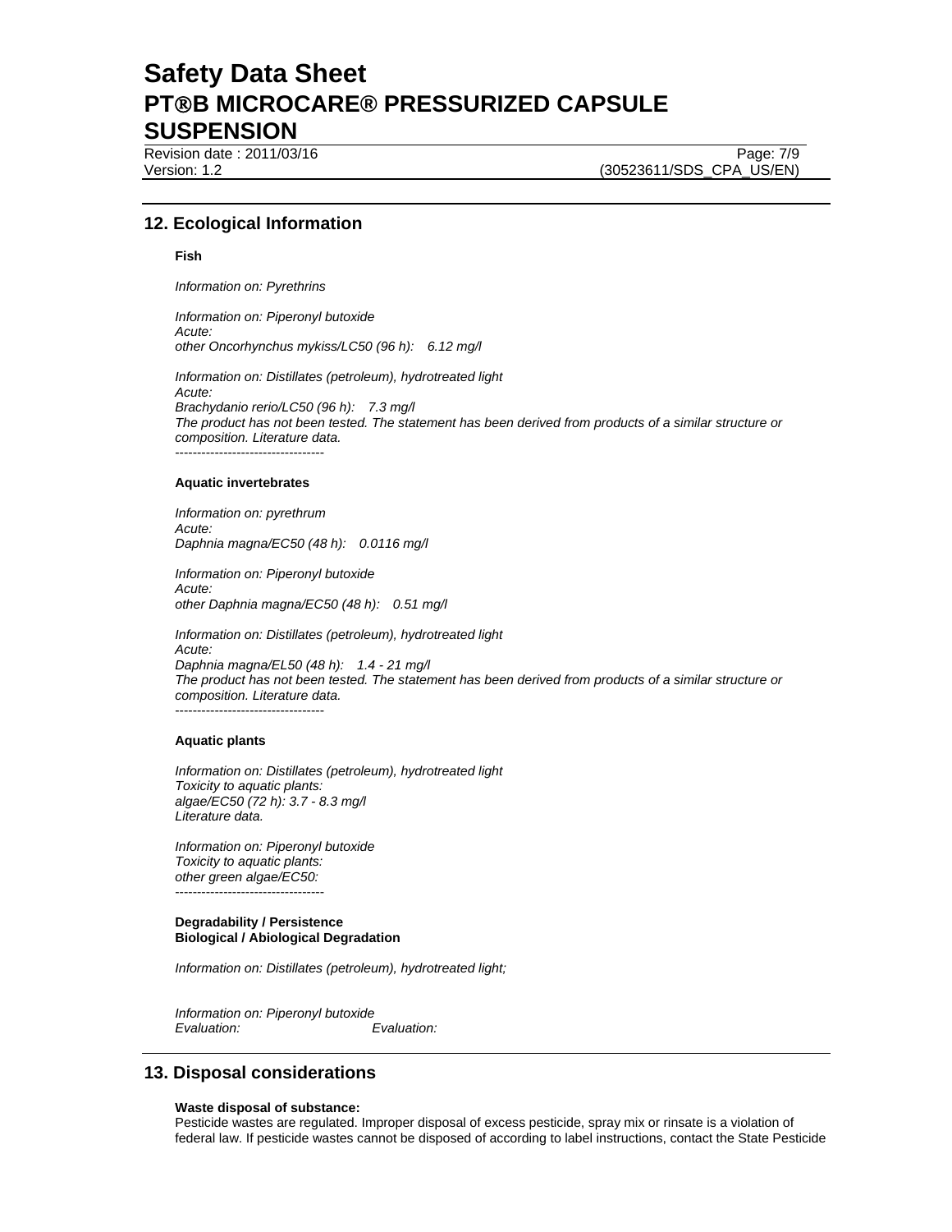## 12. Ecological Information

**Fish**

*Information on: Pyrethrins*

*Information on: Piperonyl butoxide*
*Acute:*
*other Oncorhynchus mykiss/LC50 (96 h): 6.12 mg/l*

*Information on: Distillates (petroleum), hydrotreated light*
*Acute:*
*Brachydanio rerio/LC50 (96 h): 7.3 mg/l*
*The product has not been tested. The statement has been derived from products of a similar structure or composition. Literature data.*
*----------------------------------*

**Aquatic invertebrates**

*Information on: pyrethrum*
*Acute:*
*Daphnia magna/EC50 (48 h): 0.0116 mg/l*

*Information on: Piperonyl butoxide*
*Acute:*
*other Daphnia magna/EC50 (48 h): 0.51 mg/l*

*Information on: Distillates (petroleum), hydrotreated light*
*Acute:*
*Daphnia magna/EL50 (48 h): 1.4 - 21 mg/l*
*The product has not been tested. The statement has been derived from products of a similar structure or composition. Literature data.*
*----------------------------------*

**Aquatic plants**

*Information on: Distillates (petroleum), hydrotreated light*
*Toxicity to aquatic plants:*
*algae/EC50 (72 h): 3.7 - 8.3 mg/l*
*Literature data.*

*Information on: Piperonyl butoxide*
*Toxicity to aquatic plants:*
*other green algae/EC50:*
*----------------------------------*

**Degradability / Persistence**
**Biological / Abiological Degradation**

*Information on: Distillates (petroleum), hydrotreated light;*

*Information on: Piperonyl butoxide*
*Evaluation:* *Evaluation:*

## 13. Disposal considerations

**Waste disposal of substance:**
Pesticide wastes are regulated. Improper disposal of excess pesticide, spray mix or rinsate is a violation of federal law. If pesticide wastes cannot be disposed of according to label instructions, contact the State Pesticide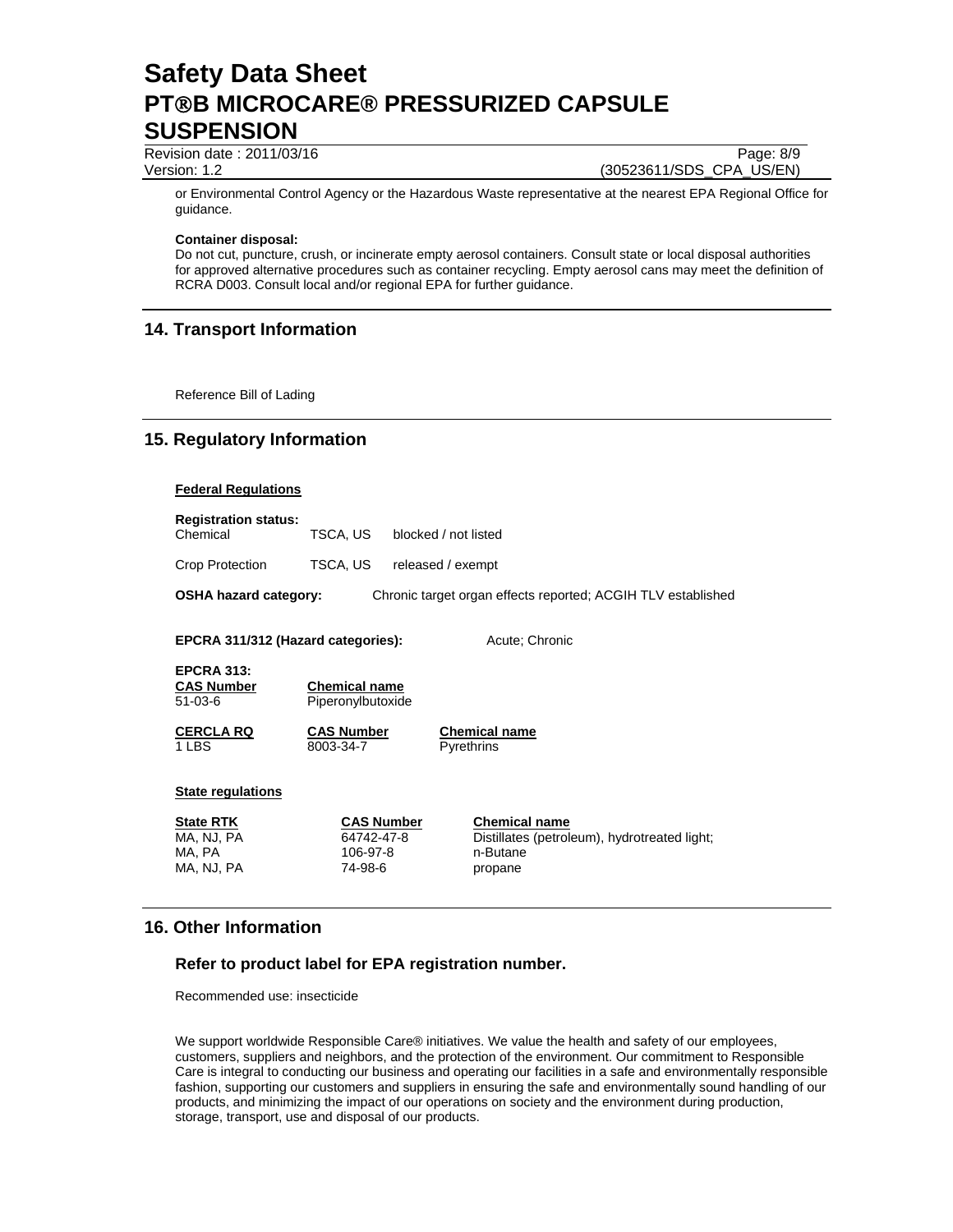or Environmental Control Agency or the Hazardous Waste representative at the nearest EPA Regional Office for guidance.

**Container disposal:**
Do not cut, puncture, crush, or incinerate empty aerosol containers. Consult state or local disposal authorities for approved alternative procedures such as container recycling. Empty aerosol cans may meet the definition of RCRA D003. Consult local and/or regional EPA for further guidance.

## 14. Transport Information

Reference Bill of Lading

## 15. Regulatory Information

**Federal Regulations**

**Registration status:**

| | | |
|---|---|---|
| Chemical | TSCA, US | blocked / not listed |
| Crop Protection | TSCA, US | released / exempt |

**OSHA hazard category:** Chronic target organ effects reported; ACGIH TLV established

**EPCRA 311/312 (Hazard categories):** Acute; Chronic

**EPCRA 313:**

| CAS Number | Chemical name |
|---|---|
| 51-03-6 | Piperonylbutoxide |

| CERCLA RQ | CAS Number | Chemical name |
|---|---|---|
| 1 LBS | 8003-34-7 | Pyrethrins |

**State regulations**

| State RTK | CAS Number | Chemical name |
|---|---|---|
| MA, NJ, PA | 64742-47-8 | Distillates (petroleum), hydrotreated light; |
| MA, PA | 106-97-8 | n-Butane |
| MA, NJ, PA | 74-98-6 | propane |

## 16. Other Information

### Refer to product label for EPA registration number.

Recommended use: insecticide

We support worldwide Responsible Care® initiatives. We value the health and safety of our employees, customers, suppliers and neighbors, and the protection of the environment. Our commitment to Responsible Care is integral to conducting our business and operating our facilities in a safe and environmentally responsible fashion, supporting our customers and suppliers in ensuring the safe and environmentally sound handling of our products, and minimizing the impact of our operations on society and the environment during production, storage, transport, use and disposal of our products.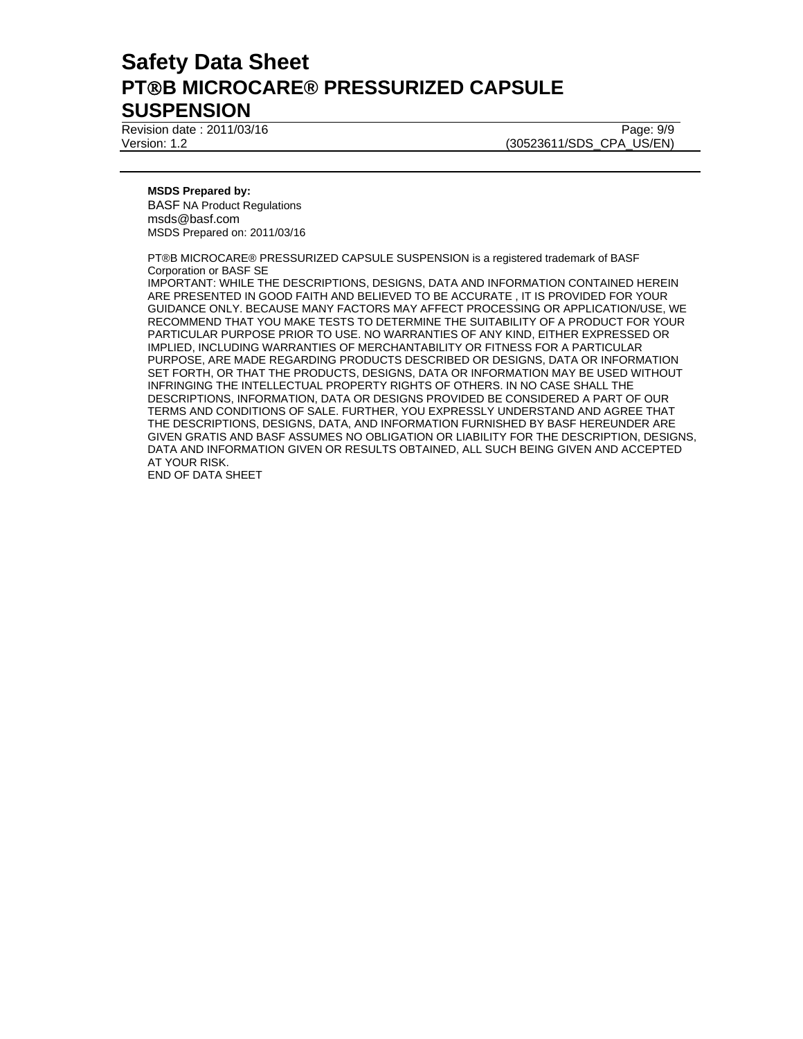**MSDS Prepared by:**
BASF NA Product Regulations
msds@basf.com
MSDS Prepared on: 2011/03/16

PT®B MICROCARE® PRESSURIZED CAPSULE SUSPENSION is a registered trademark of BASF Corporation or BASF SE
IMPORTANT: WHILE THE DESCRIPTIONS, DESIGNS, DATA AND INFORMATION CONTAINED HEREIN ARE PRESENTED IN GOOD FAITH AND BELIEVED TO BE ACCURATE , IT IS PROVIDED FOR YOUR GUIDANCE ONLY. BECAUSE MANY FACTORS MAY AFFECT PROCESSING OR APPLICATION/USE, WE RECOMMEND THAT YOU MAKE TESTS TO DETERMINE THE SUITABILITY OF A PRODUCT FOR YOUR PARTICULAR PURPOSE PRIOR TO USE. NO WARRANTIES OF ANY KIND, EITHER EXPRESSED OR IMPLIED, INCLUDING WARRANTIES OF MERCHANTABILITY OR FITNESS FOR A PARTICULAR PURPOSE, ARE MADE REGARDING PRODUCTS DESCRIBED OR DESIGNS, DATA OR INFORMATION SET FORTH, OR THAT THE PRODUCTS, DESIGNS, DATA OR INFORMATION MAY BE USED WITHOUT INFRINGING THE INTELLECTUAL PROPERTY RIGHTS OF OTHERS. IN NO CASE SHALL THE DESCRIPTIONS, INFORMATION, DATA OR DESIGNS PROVIDED BE CONSIDERED A PART OF OUR TERMS AND CONDITIONS OF SALE. FURTHER, YOU EXPRESSLY UNDERSTAND AND AGREE THAT THE DESCRIPTIONS, DESIGNS, DATA, AND INFORMATION FURNISHED BY BASF HEREUNDER ARE GIVEN GRATIS AND BASF ASSUMES NO OBLIGATION OR LIABILITY FOR THE DESCRIPTION, DESIGNS, DATA AND INFORMATION GIVEN OR RESULTS OBTAINED, ALL SUCH BEING GIVEN AND ACCEPTED AT YOUR RISK.
END OF DATA SHEET